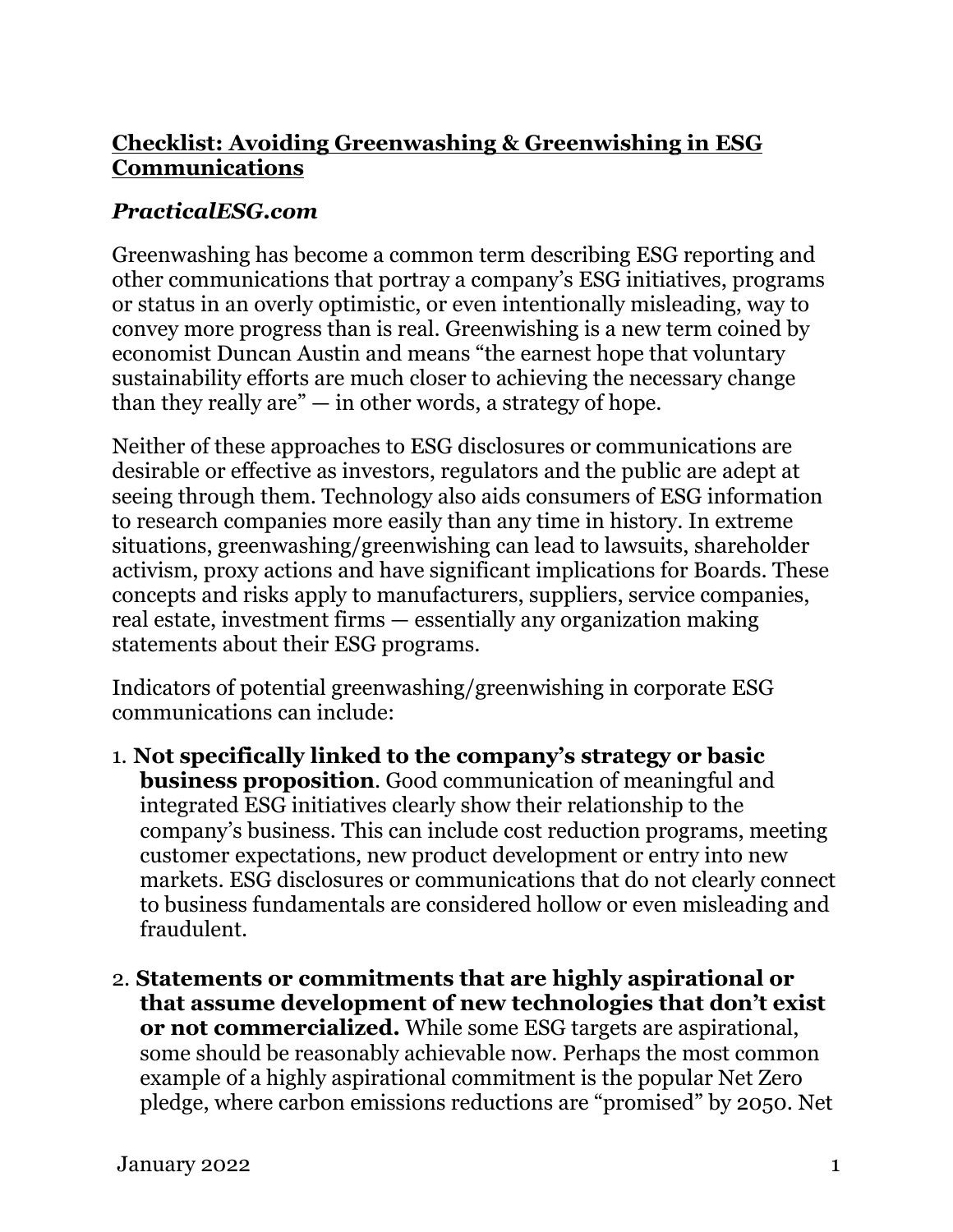## **Checklist: Avoiding Greenwashing & Greenwishing in ESG Communications**

### ***PracticalESG.com***

Greenwashing has become a common term describing ESG reporting and other communications that portray a company's ESG initiatives, programs or status in an overly optimistic, or even intentionally misleading, way to convey more progress than is real. Greenwishing is a new term coined by economist Duncan Austin and means "the earnest hope that voluntary sustainability efforts are much closer to achieving the necessary change than they really are" — in other words, a strategy of hope.

Neither of these approaches to ESG disclosures or communications are desirable or effective as investors, regulators and the public are adept at seeing through them. Technology also aids consumers of ESG information to research companies more easily than any time in history. In extreme situations, greenwashing/greenwishing can lead to lawsuits, shareholder activism, proxy actions and have significant implications for Boards. These concepts and risks apply to manufacturers, suppliers, service companies, real estate, investment firms — essentially any organization making statements about their ESG programs.

Indicators of potential greenwashing/greenwishing in corporate ESG communications can include:

1. **Not specifically linked to the company's strategy or basic business proposition**. Good communication of meaningful and integrated ESG initiatives clearly show their relationship to the company's business. This can include cost reduction programs, meeting customer expectations, new product development or entry into new markets. ESG disclosures or communications that do not clearly connect to business fundamentals are considered hollow or even misleading and fraudulent.

2. **Statements or commitments that are highly aspirational or that assume development of new technologies that don't exist or not commercialized.** While some ESG targets are aspirational, some should be reasonably achievable now. Perhaps the most common example of a highly aspirational commitment is the popular Net Zero pledge, where carbon emissions reductions are "promised" by 2050. Net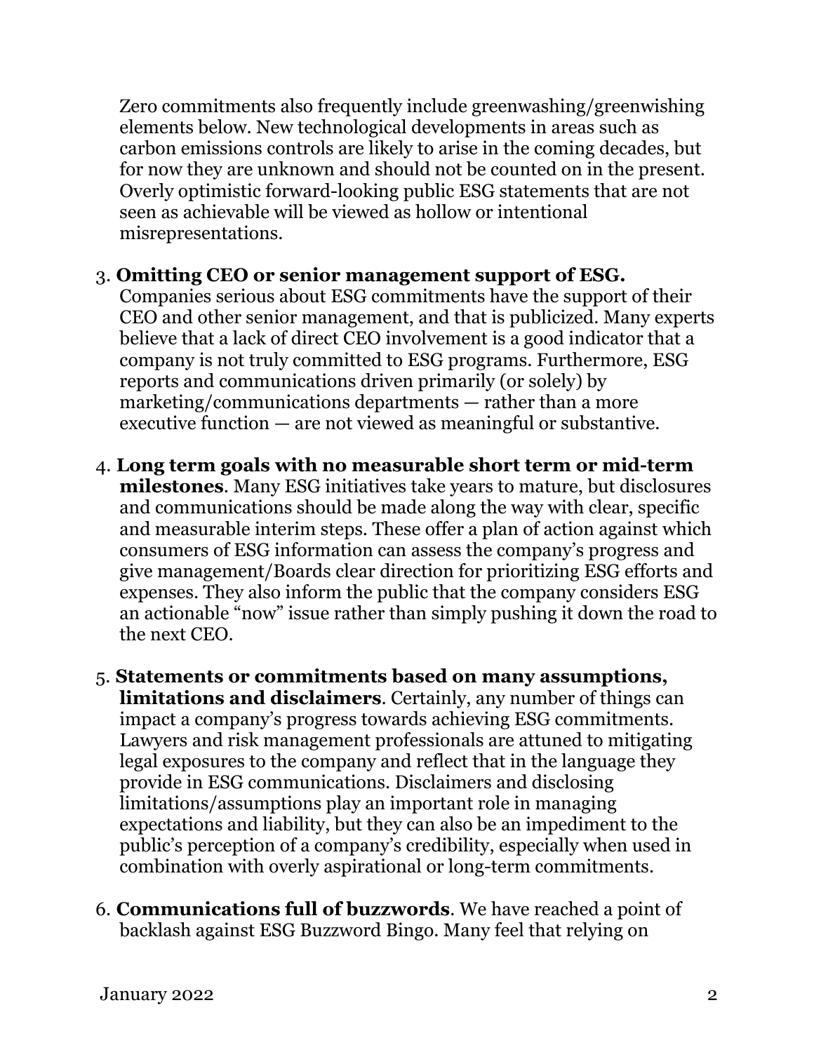Zero commitments also frequently include greenwashing/greenwishing elements below. New technological developments in areas such as carbon emissions controls are likely to arise in the coming decades, but for now they are unknown and should not be counted on in the present. Overly optimistic forward-looking public ESG statements that are not seen as achievable will be viewed as hollow or intentional misrepresentations.

3. **Omitting CEO or senior management support of ESG.** Companies serious about ESG commitments have the support of their CEO and other senior management, and that is publicized. Many experts believe that a lack of direct CEO involvement is a good indicator that a company is not truly committed to ESG programs. Furthermore, ESG reports and communications driven primarily (or solely) by marketing/communications departments — rather than a more executive function — are not viewed as meaningful or substantive.

4. **Long term goals with no measurable short term or mid-term milestones**. Many ESG initiatives take years to mature, but disclosures and communications should be made along the way with clear, specific and measurable interim steps. These offer a plan of action against which consumers of ESG information can assess the company's progress and give management/Boards clear direction for prioritizing ESG efforts and expenses. They also inform the public that the company considers ESG an actionable "now" issue rather than simply pushing it down the road to the next CEO.

5. **Statements or commitments based on many assumptions, limitations and disclaimers**. Certainly, any number of things can impact a company's progress towards achieving ESG commitments. Lawyers and risk management professionals are attuned to mitigating legal exposures to the company and reflect that in the language they provide in ESG communications. Disclaimers and disclosing limitations/assumptions play an important role in managing expectations and liability, but they can also be an impediment to the public's perception of a company's credibility, especially when used in combination with overly aspirational or long-term commitments.

6. **Communications full of buzzwords**. We have reached a point of backlash against ESG Buzzword Bingo. Many feel that relying on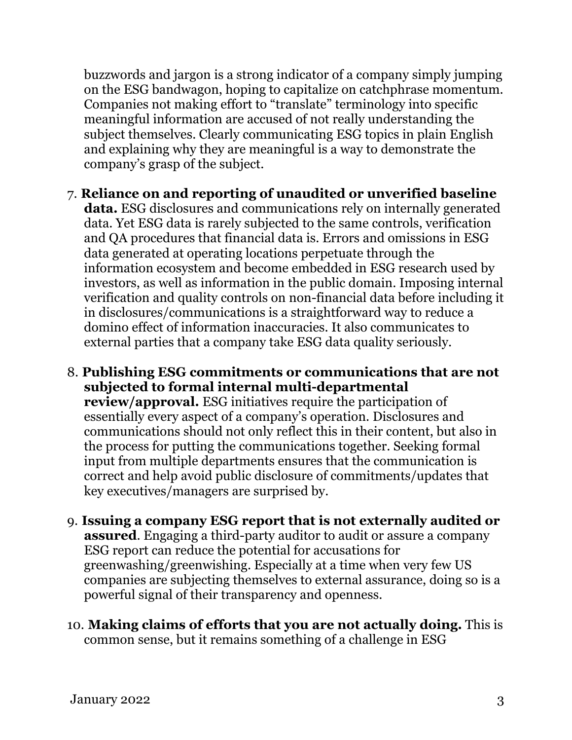buzzwords and jargon is a strong indicator of a company simply jumping on the ESG bandwagon, hoping to capitalize on catchphrase momentum. Companies not making effort to "translate" terminology into specific meaningful information are accused of not really understanding the subject themselves. Clearly communicating ESG topics in plain English and explaining why they are meaningful is a way to demonstrate the company's grasp of the subject.

7. **Reliance on and reporting of unaudited or unverified baseline data.** ESG disclosures and communications rely on internally generated data. Yet ESG data is rarely subjected to the same controls, verification and QA procedures that financial data is. Errors and omissions in ESG data generated at operating locations perpetuate through the information ecosystem and become embedded in ESG research used by investors, as well as information in the public domain. Imposing internal verification and quality controls on non-financial data before including it in disclosures/communications is a straightforward way to reduce a domino effect of information inaccuracies. It also communicates to external parties that a company take ESG data quality seriously.

8. **Publishing ESG commitments or communications that are not subjected to formal internal multi-departmental review/approval.** ESG initiatives require the participation of essentially every aspect of a company's operation. Disclosures and communications should not only reflect this in their content, but also in the process for putting the communications together. Seeking formal input from multiple departments ensures that the communication is correct and help avoid public disclosure of commitments/updates that key executives/managers are surprised by.

9. **Issuing a company ESG report that is not externally audited or assured**. Engaging a third-party auditor to audit or assure a company ESG report can reduce the potential for accusations for greenwashing/greenwishing. Especially at a time when very few US companies are subjecting themselves to external assurance, doing so is a powerful signal of their transparency and openness.

10. **Making claims of efforts that you are not actually doing.** This is common sense, but it remains something of a challenge in ESG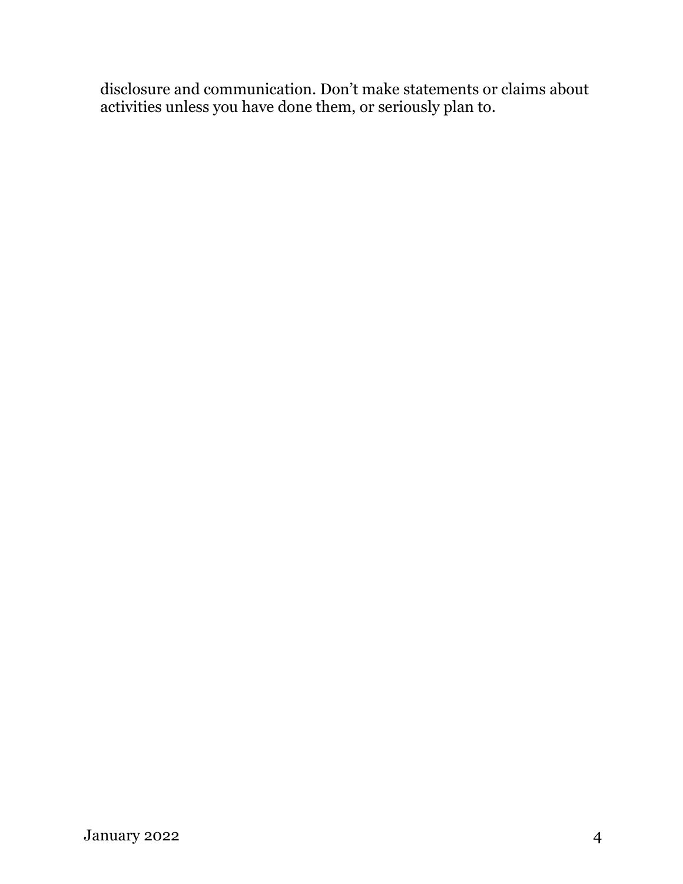disclosure and communication. Don't make statements or claims about activities unless you have done them, or seriously plan to.